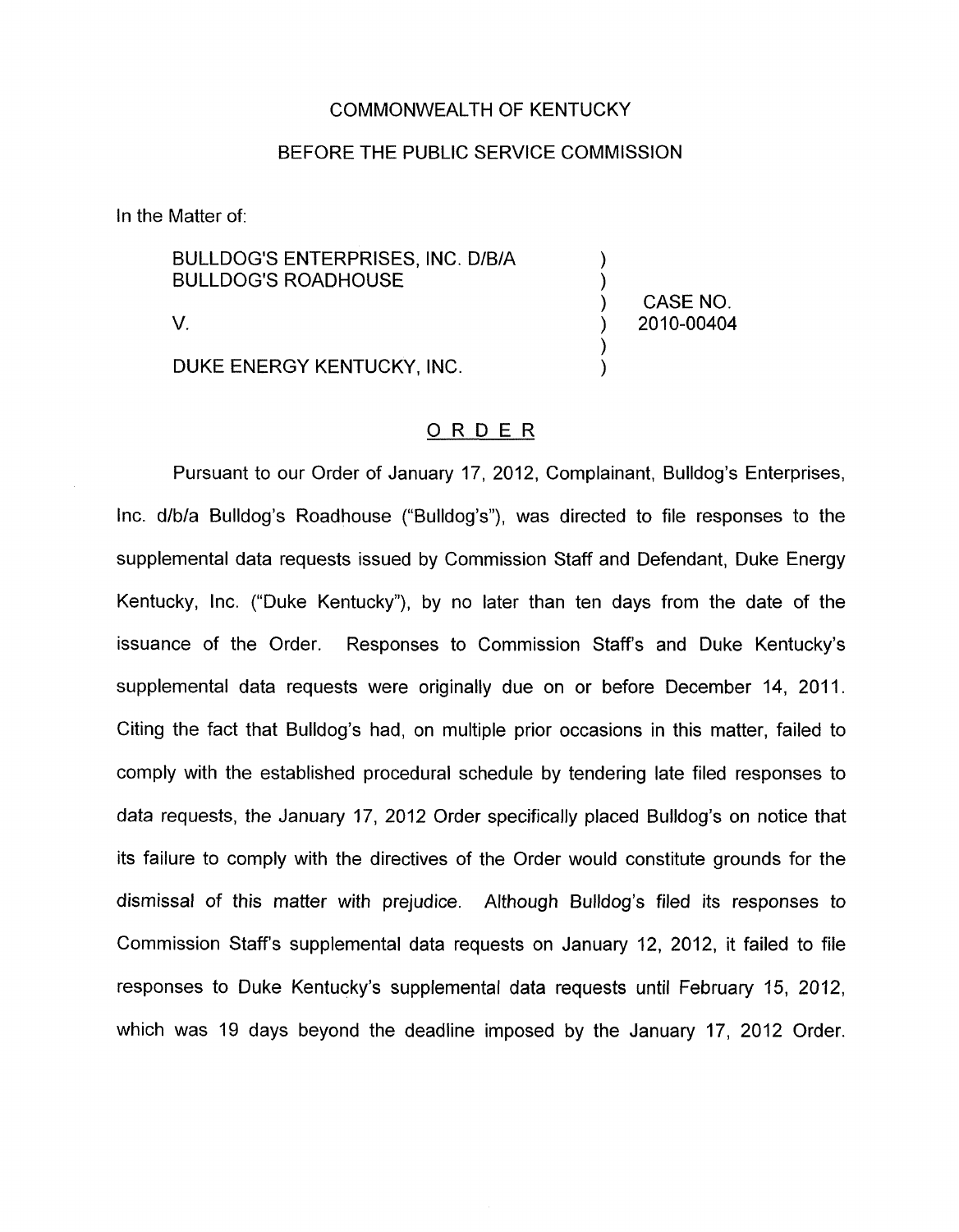COMMONWEALTH OF KENTUCKY

BEFORE THE PUBLIC SERVICE COMMISSION

In the Matter of:

| | | |
|---|---|---|
| BULLDOG'S ENTERPRISES, INC. D/B/A BULLDOG'S ROADHOUSE | ) | |
| | ) | CASE NO. |
| V. | ) | 2010-00404 |
| | ) | |
| DUKE ENERGY KENTUCKY, INC. | ) | |

ORDER

Pursuant to our Order of January 17, 2012, Complainant, Bulldog's Enterprises, Inc. d/b/a Bulldog's Roadhouse ("Bulldog's"), was directed to file responses to the supplemental data requests issued by Commission Staff and Defendant, Duke Energy Kentucky, Inc. ("Duke Kentucky"), by no later than ten days from the date of the issuance of the Order. Responses to Commission Staff's and Duke Kentucky's supplemental data requests were originally due on or before December 14, 2011. Citing the fact that Bulldog's had, on multiple prior occasions in this matter, failed to comply with the established procedural schedule by tendering late filed responses to data requests, the January 17, 2012 Order specifically placed Bulldog's on notice that its failure to comply with the directives of the Order would constitute grounds for the dismissal of this matter with prejudice. Although Bulldog's filed its responses to Commission Staff's supplemental data requests on January 12, 2012, it failed to file responses to Duke Kentucky's supplemental data requests until February 15, 2012, which was 19 days beyond the deadline imposed by the January 17, 2012 Order.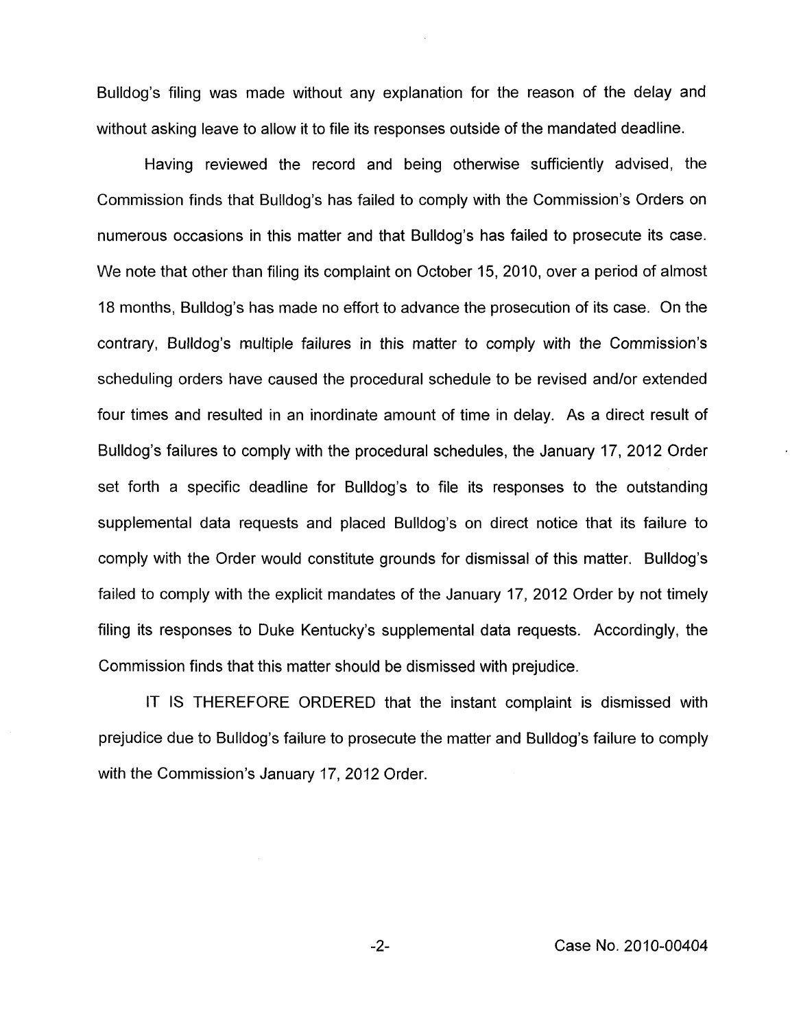Bulldog's filing was made without any explanation for the reason of the delay and without asking leave to allow it to file its responses outside of the mandated deadline.

Having reviewed the record and being otherwise sufficiently advised, the Commission finds that Bulldog's has failed to comply with the Commission's Orders on numerous occasions in this matter and that Bulldog's has failed to prosecute its case. We note that other than filing its complaint on October 15, 2010, over a period of almost 18 months, Bulldog's has made no effort to advance the prosecution of its case. On the contrary, Bulldog's multiple failures in this matter to comply with the Commission's scheduling orders have caused the procedural schedule to be revised and/or extended four times and resulted in an inordinate amount of time in delay. As a direct result of Bulldog's failures to comply with the procedural schedules, the January 17, 2012 Order set forth a specific deadline for Bulldog's to file its responses to the outstanding supplemental data requests and placed Bulldog's on direct notice that its failure to comply with the Order would constitute grounds for dismissal of this matter. Bulldog's failed to comply with the explicit mandates of the January 17, 2012 Order by not timely filing its responses to Duke Kentucky's supplemental data requests. Accordingly, the Commission finds that this matter should be dismissed with prejudice.

IT IS THEREFORE ORDERED that the instant complaint is dismissed with prejudice due to Bulldog's failure to prosecute the matter and Bulldog's failure to comply with the Commission's January 17, 2012 Order.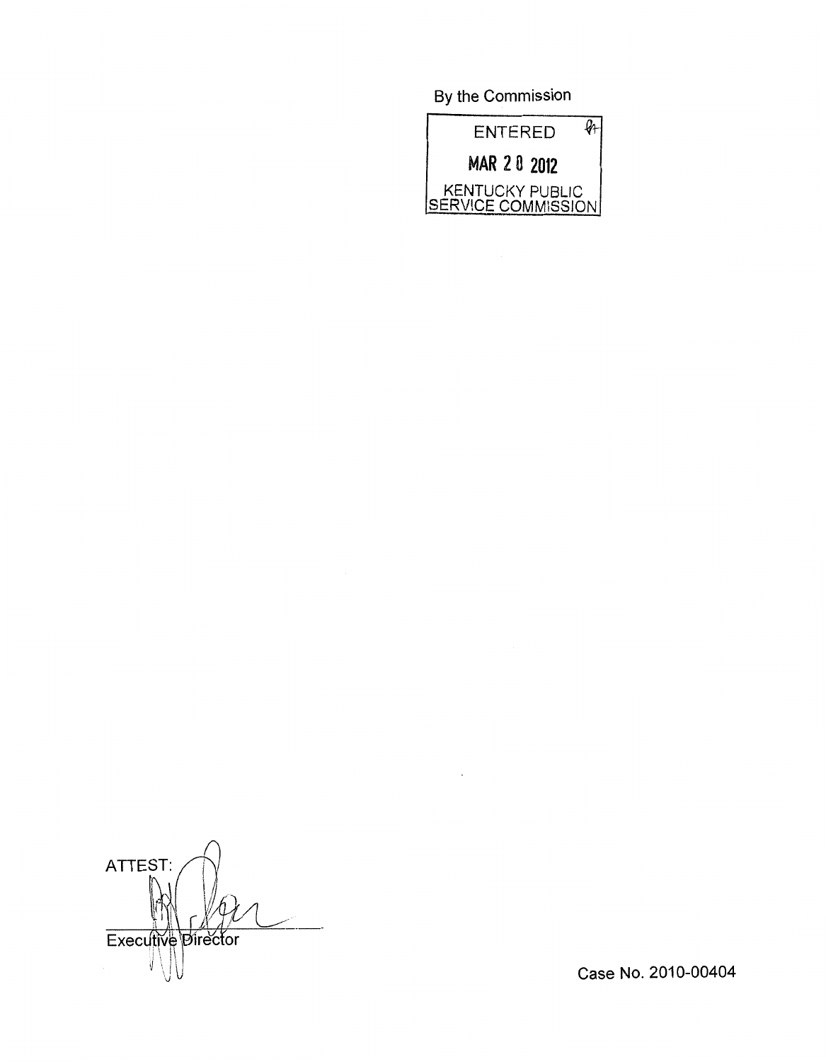By the Commission

ENTERED

MAR 20 2012

KENTUCKY PUBLIC SERVICE COMMISSION

ATTEST:

Executive Director

Case No. 2010-00404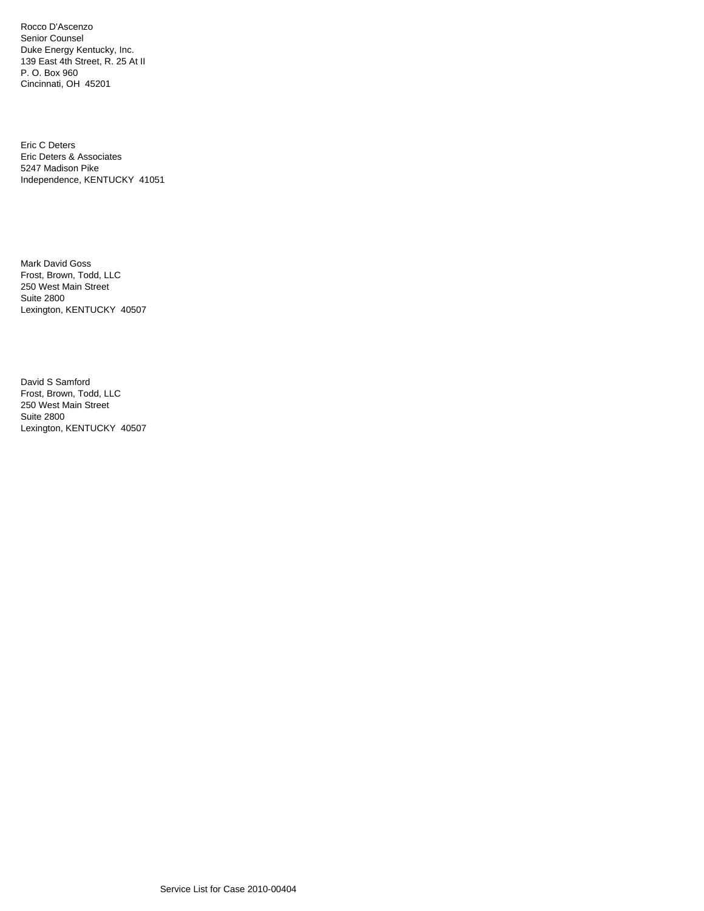Rocco D'Ascenzo
Senior Counsel
Duke Energy Kentucky, Inc.
139 East 4th Street, R. 25 At II
P. O. Box 960
Cincinnati, OH  45201

Eric C Deters
Eric Deters & Associates
5247 Madison Pike
Independence, KENTUCKY  41051

Mark David Goss
Frost, Brown, Todd, LLC
250 West Main Street
Suite 2800
Lexington, KENTUCKY  40507

David S Samford
Frost, Brown, Todd, LLC
250 West Main Street
Suite 2800
Lexington, KENTUCKY  40507

Service List for Case 2010-00404